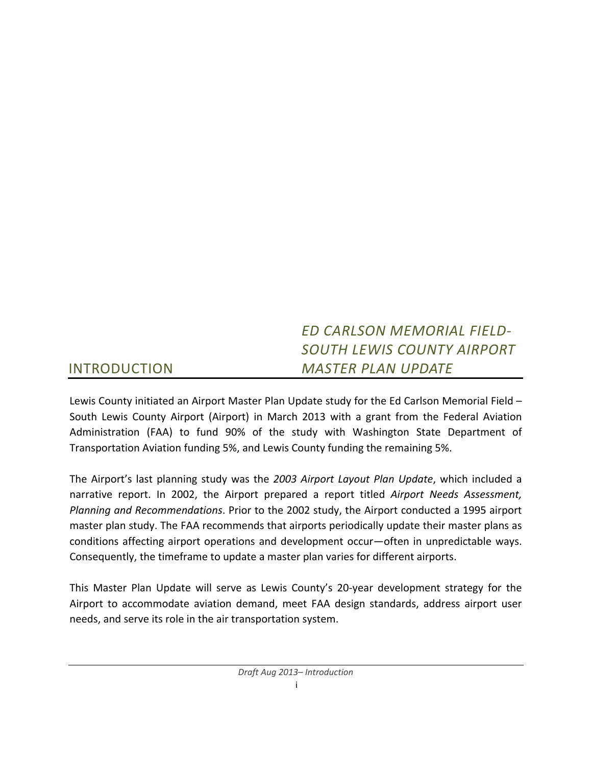# ED CARLSON MEMORIAL FIELD-SOUTH LEWIS COUNTY AIRPORT MASTER PLAN UPDATE

## INTRODUCTION

Lewis County initiated an Airport Master Plan Update study for the Ed Carlson Memorial Field – South Lewis County Airport (Airport) in March 2013 with a grant from the Federal Aviation Administration (FAA) to fund 90% of the study with Washington State Department of Transportation Aviation funding 5%, and Lewis County funding the remaining 5%.

The Airport's last planning study was the *2003 Airport Layout Plan Update*, which included a narrative report. In 2002, the Airport prepared a report titled *Airport Needs Assessment, Planning and Recommendations*. Prior to the 2002 study, the Airport conducted a 1995 airport master plan study. The FAA recommends that airports periodically update their master plans as conditions affecting airport operations and development occur—often in unpredictable ways. Consequently, the timeframe to update a master plan varies for different airports.

This Master Plan Update will serve as Lewis County's 20-year development strategy for the Airport to accommodate aviation demand, meet FAA design standards, address airport user needs, and serve its role in the air transportation system.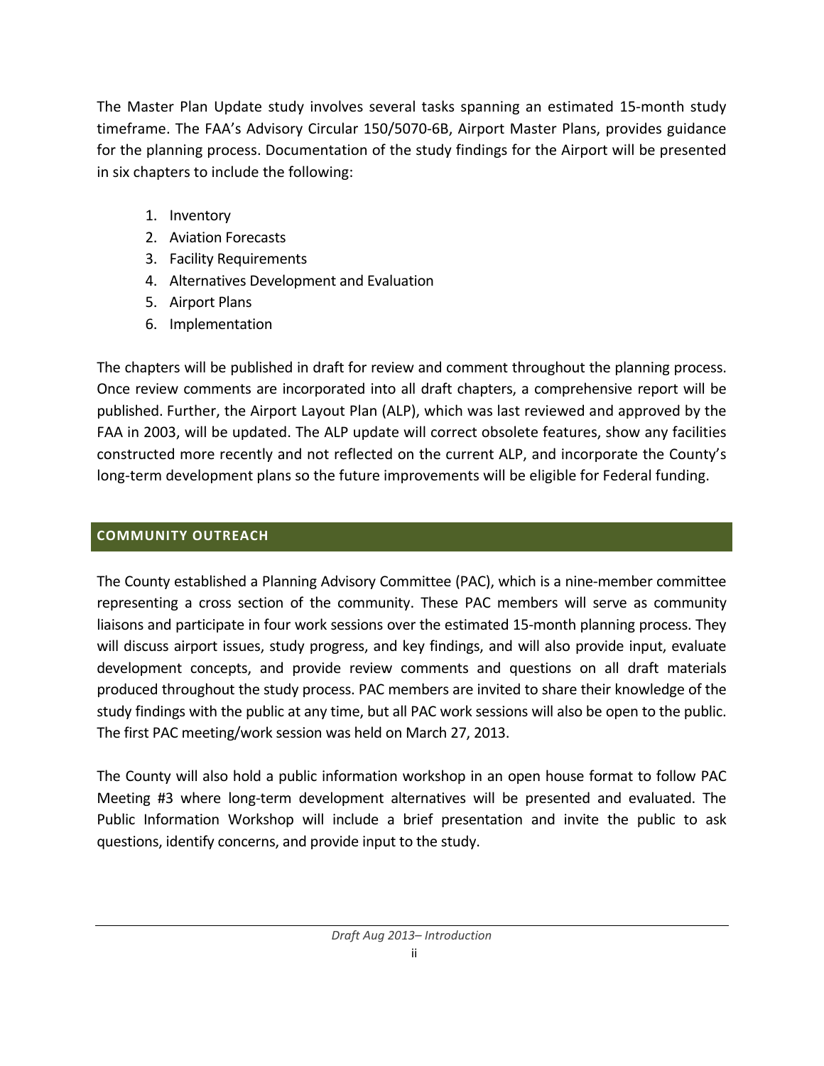The Master Plan Update study involves several tasks spanning an estimated 15-month study timeframe. The FAA's Advisory Circular 150/5070-6B, Airport Master Plans, provides guidance for the planning process. Documentation of the study findings for the Airport will be presented in six chapters to include the following:

1. Inventory
2. Aviation Forecasts
3. Facility Requirements
4. Alternatives Development and Evaluation
5. Airport Plans
6. Implementation

The chapters will be published in draft for review and comment throughout the planning process. Once review comments are incorporated into all draft chapters, a comprehensive report will be published. Further, the Airport Layout Plan (ALP), which was last reviewed and approved by the FAA in 2003, will be updated. The ALP update will correct obsolete features, show any facilities constructed more recently and not reflected on the current ALP, and incorporate the County's long-term development plans so the future improvements will be eligible for Federal funding.

## COMMUNITY OUTREACH

The County established a Planning Advisory Committee (PAC), which is a nine-member committee representing a cross section of the community. These PAC members will serve as community liaisons and participate in four work sessions over the estimated 15-month planning process. They will discuss airport issues, study progress, and key findings, and will also provide input, evaluate development concepts, and provide review comments and questions on all draft materials produced throughout the study process. PAC members are invited to share their knowledge of the study findings with the public at any time, but all PAC work sessions will also be open to the public. The first PAC meeting/work session was held on March 27, 2013.

The County will also hold a public information workshop in an open house format to follow PAC Meeting #3 where long-term development alternatives will be presented and evaluated. The Public Information Workshop will include a brief presentation and invite the public to ask questions, identify concerns, and provide input to the study.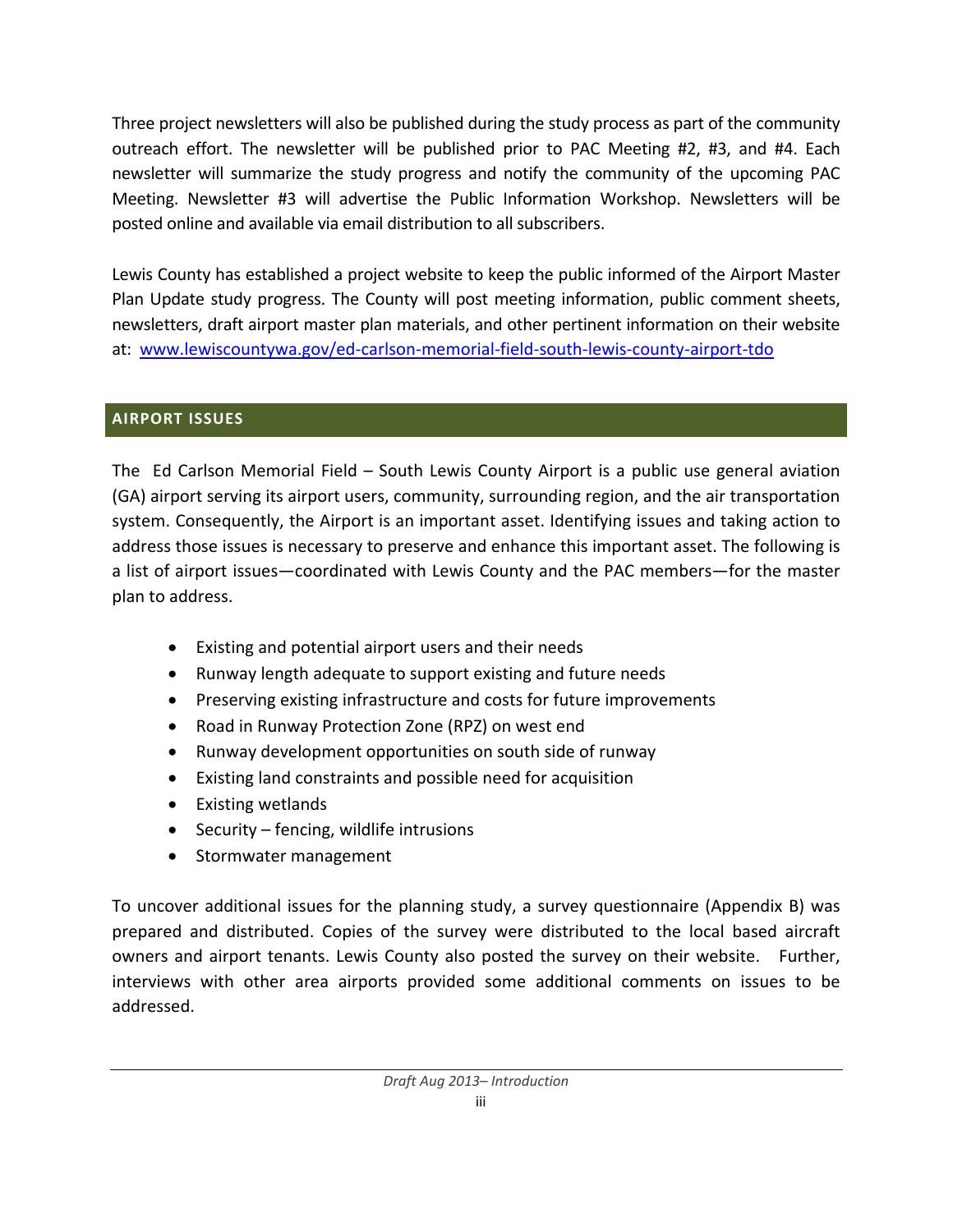Three project newsletters will also be published during the study process as part of the community outreach effort. The newsletter will be published prior to PAC Meeting #2, #3, and #4. Each newsletter will summarize the study progress and notify the community of the upcoming PAC Meeting. Newsletter #3 will advertise the Public Information Workshop. Newsletters will be posted online and available via email distribution to all subscribers.

Lewis County has established a project website to keep the public informed of the Airport Master Plan Update study progress. The County will post meeting information, public comment sheets, newsletters, draft airport master plan materials, and other pertinent information on their website at: [www.lewiscountywa.gov/ed-carlson-memorial-field-south-lewis-county-airport-tdo](www.lewiscountywa.gov/ed-carlson-memorial-field-south-lewis-county-airport-tdo)

## AIRPORT ISSUES

The Ed Carlson Memorial Field – South Lewis County Airport is a public use general aviation (GA) airport serving its airport users, community, surrounding region, and the air transportation system. Consequently, the Airport is an important asset. Identifying issues and taking action to address those issues is necessary to preserve and enhance this important asset. The following is a list of airport issues—coordinated with Lewis County and the PAC members—for the master plan to address.

- Existing and potential airport users and their needs
- Runway length adequate to support existing and future needs
- Preserving existing infrastructure and costs for future improvements
- Road in Runway Protection Zone (RPZ) on west end
- Runway development opportunities on south side of runway
- Existing land constraints and possible need for acquisition
- Existing wetlands
- Security – fencing, wildlife intrusions
- Stormwater management

To uncover additional issues for the planning study, a survey questionnaire (Appendix B) was prepared and distributed. Copies of the survey were distributed to the local based aircraft owners and airport tenants. Lewis County also posted the survey on their website. Further, interviews with other area airports provided some additional comments on issues to be addressed.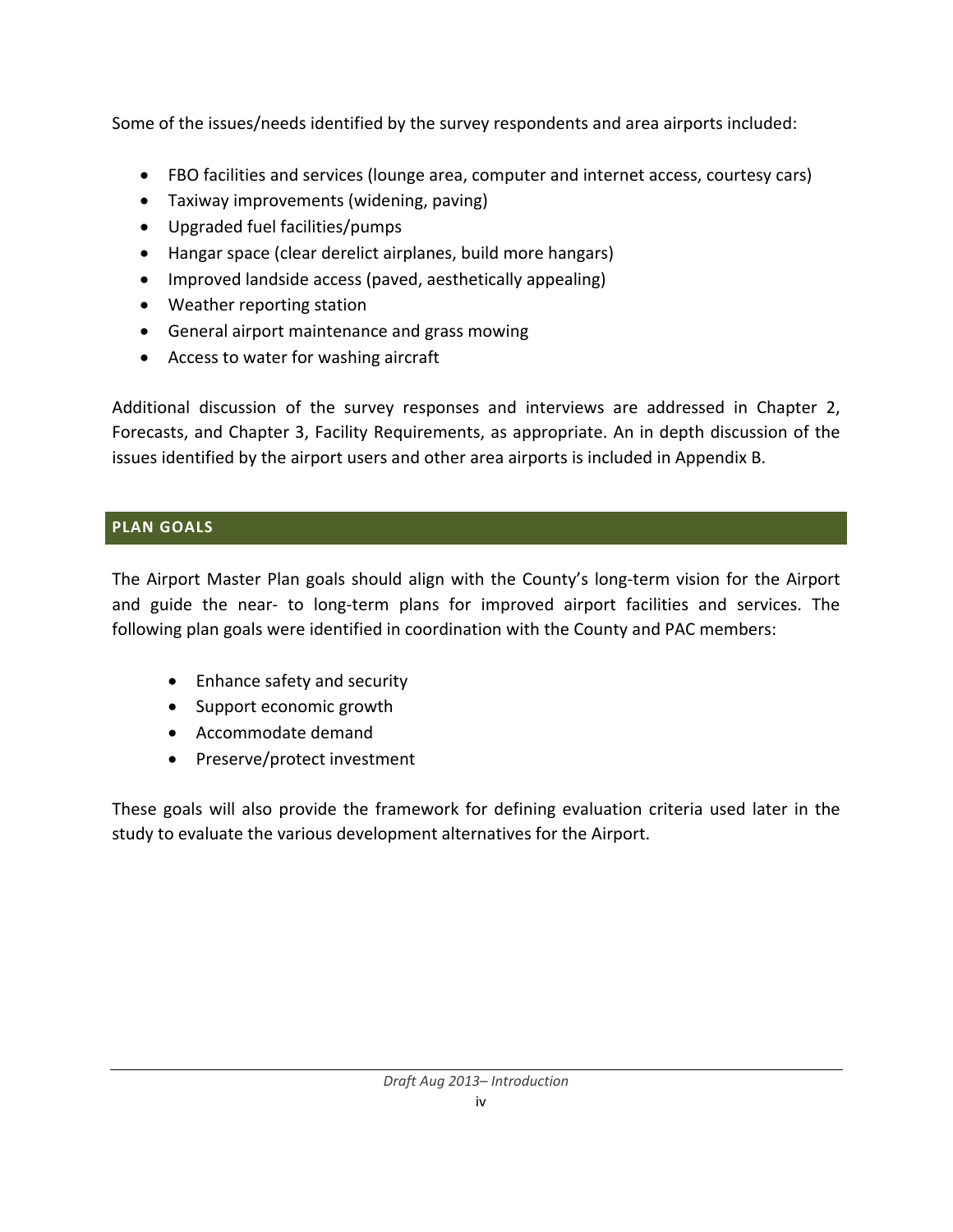Some of the issues/needs identified by the survey respondents and area airports included:

- FBO facilities and services (lounge area, computer and internet access, courtesy cars)
- Taxiway improvements (widening, paving)
- Upgraded fuel facilities/pumps
- Hangar space (clear derelict airplanes, build more hangars)
- Improved landside access (paved, aesthetically appealing)
- Weather reporting station
- General airport maintenance and grass mowing
- Access to water for washing aircraft

Additional discussion of the survey responses and interviews are addressed in Chapter 2, Forecasts, and Chapter 3, Facility Requirements, as appropriate. An in depth discussion of the issues identified by the airport users and other area airports is included in Appendix B.

## PLAN GOALS

The Airport Master Plan goals should align with the County's long-term vision for the Airport and guide the near- to long-term plans for improved airport facilities and services. The following plan goals were identified in coordination with the County and PAC members:

- Enhance safety and security
- Support economic growth
- Accommodate demand
- Preserve/protect investment

These goals will also provide the framework for defining evaluation criteria used later in the study to evaluate the various development alternatives for the Airport.